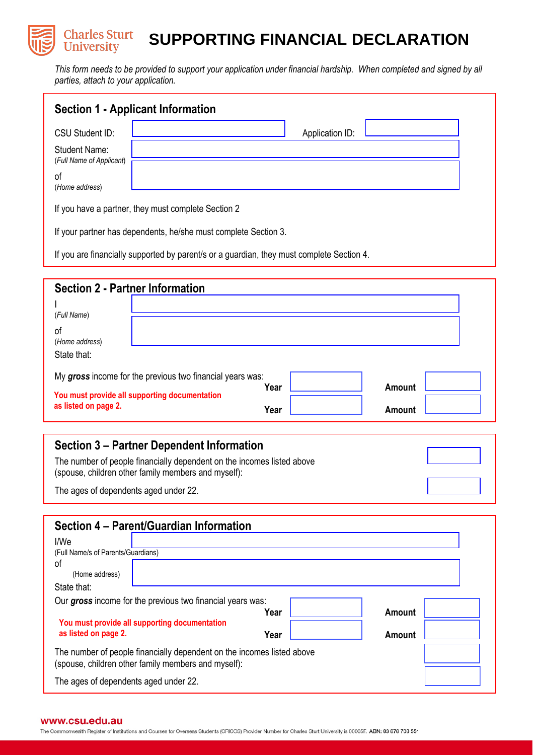# SUPPORTING FINANCIAL DECLARATION

*This form needs to be provided to support your application under financial hardship. When completed and signed by all parties, attach to your application.*

## Section 1 - Applicant Information

CSU Student ID: ______ Application ID: ______

Student Name: (*Full Name of Applicant*) ______

of (*Home address*) ______

If you have a partner, they must complete Section 2

If your partner has dependents, he/she must complete Section 3.

If you are financially supported by parent/s or a guardian, they must complete Section 4.

## Section 2 - Partner Information

I (*Full Name*) ______

of (*Home address*) ______

State that:

My ***gross*** income for the previous two financial years was:

| | | |
|---|---|---|
| Year | | Amount |
| Year | | Amount |

**You must provide all supporting documentation as listed on page 2.**

## Section 3 – Partner Dependent Information

The number of people financially dependent on the incomes listed above (spouse, children other family members and myself): ______

The ages of dependents aged under 22. ______

## Section 4 – Parent/Guardian Information

I/We (Full Name/s of Parents/Guardians) ______

of (Home address) ______

State that:

Our ***gross*** income for the previous two financial years was:

| | | |
|---|---|---|
| Year | | Amount |
| Year | | Amount |

**You must provide all supporting documentation as listed on page 2.**

The number of people financially dependent on the incomes listed above (spouse, children other family members and myself): ______

The ages of dependents aged under 22. ______

**www.csu.edu.au**

The Commonwealth Register of Institutions and Courses for Overseas Students (CRICOS) Provider Number for Charles Sturt University is 00005F. ABN: 83 878 708 551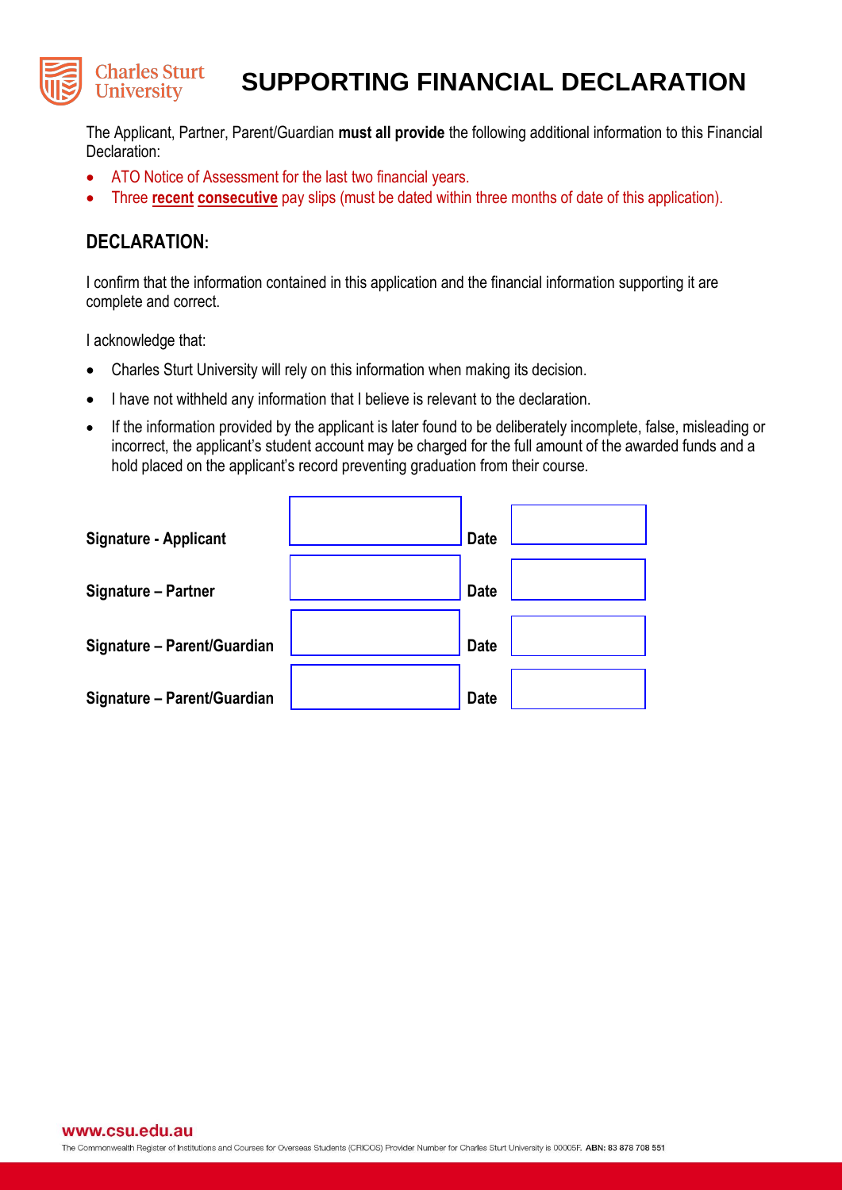# SUPPORTING FINANCIAL DECLARATION

The Applicant, Partner, Parent/Guardian **must all provide** the following additional information to this Financial Declaration:

- ATO Notice of Assessment for the last two financial years.
- Three **recent consecutive** pay slips (must be dated within three months of date of this application).

## DECLARATION:

I confirm that the information contained in this application and the financial information supporting it are complete and correct.

I acknowledge that:

- Charles Sturt University will rely on this information when making its decision.
- I have not withheld any information that I believe is relevant to the declaration.
- If the information provided by the applicant is later found to be deliberately incomplete, false, misleading or incorrect, the applicant's student account may be charged for the full amount of the awarded funds and a hold placed on the applicant's record preventing graduation from their course.

| | | | |
|---|---|---|---|
| **Signature - Applicant** | | **Date** | |
| **Signature – Partner** | | **Date** | |
| **Signature – Parent/Guardian** | | **Date** | |
| **Signature – Parent/Guardian** | | **Date** | |

www.csu.edu.au

The Commonwealth Register of Institutions and Courses for Overseas Students (CRICOS) Provider Number for Charles Sturt University is 00005F. **ABN: 83 878 708 551**